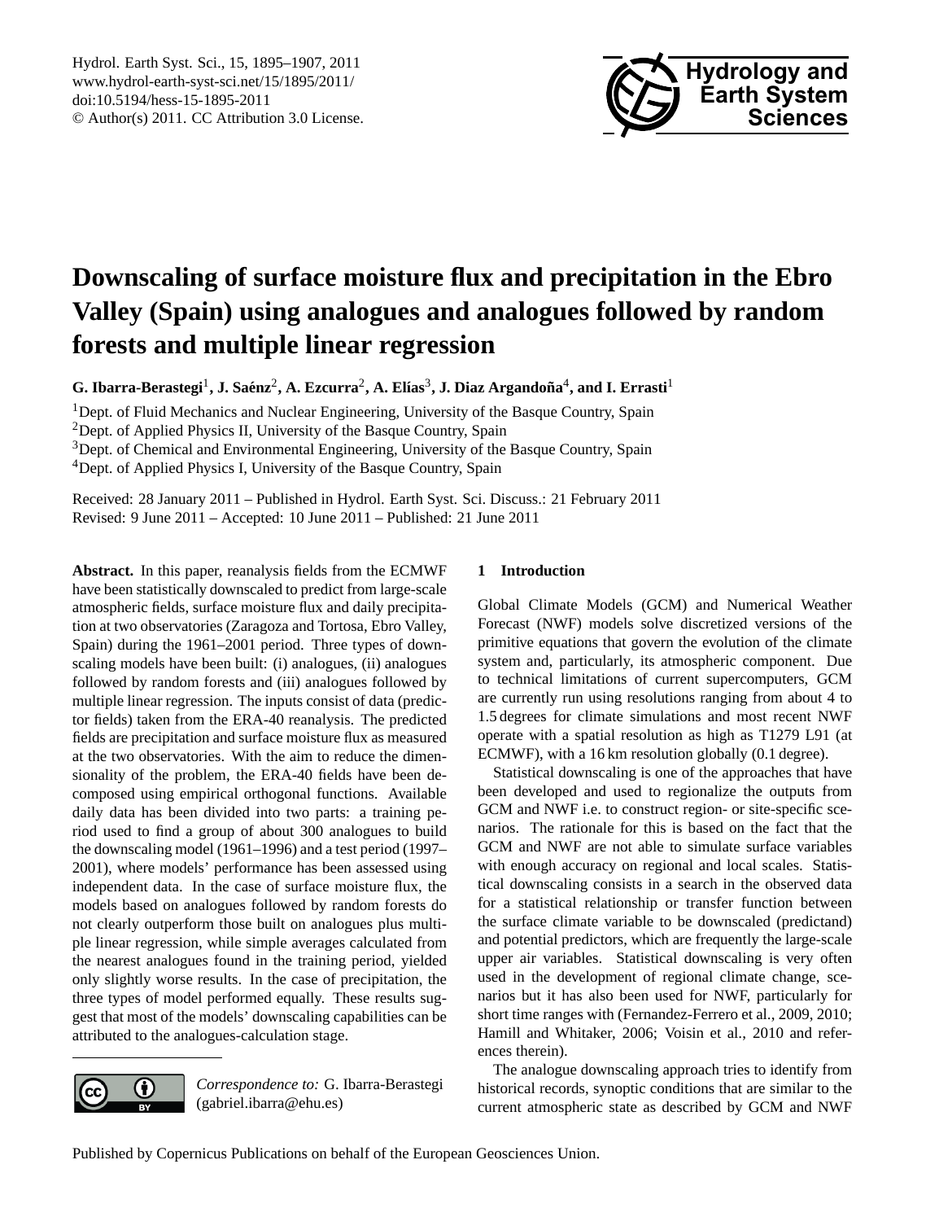# Downscaling of surface moisture flux and precipitation in the Ebro Valley (Spain) using analogues and analogues followed by random forests and multiple linear regression

**G. Ibarra-Berastegi[1], J. Saénz[2], A. Ezcurra[2], A. Elías[3], J. Diaz Argandoña[4], and I. Errasti[1]**

[1]Dept. of Fluid Mechanics and Nuclear Engineering, University of the Basque Country, Spain
[2]Dept. of Applied Physics II, University of the Basque Country, Spain
[3]Dept. of Chemical and Environmental Engineering, University of the Basque Country, Spain
[4]Dept. of Applied Physics I, University of the Basque Country, Spain

Received: 28 January 2011 – Published in Hydrol. Earth Syst. Sci. Discuss.: 21 February 2011
Revised: 9 June 2011 – Accepted: 10 June 2011 – Published: 21 June 2011

**Abstract.** In this paper, reanalysis fields from the ECMWF have been statistically downscaled to predict from large-scale atmospheric fields, surface moisture flux and daily precipitation at two observatories (Zaragoza and Tortosa, Ebro Valley, Spain) during the 1961–2001 period. Three types of downscaling models have been built: (i) analogues, (ii) analogues followed by random forests and (iii) analogues followed by multiple linear regression. The inputs consist of data (predictor fields) taken from the ERA-40 reanalysis. The predicted fields are precipitation and surface moisture flux as measured at the two observatories. With the aim to reduce the dimensionality of the problem, the ERA-40 fields have been decomposed using empirical orthogonal functions. Available daily data has been divided into two parts: a training period used to find a group of about 300 analogues to build the downscaling model (1961–1996) and a test period (1997–2001), where models' performance has been assessed using independent data. In the case of surface moisture flux, the models based on analogues followed by random forests do not clearly outperform those built on analogues plus multiple linear regression, while simple averages calculated from the nearest analogues found in the training period, yielded only slightly worse results. In the case of precipitation, the three types of model performed equally. These results suggest that most of the models' downscaling capabilities can be attributed to the analogues-calculation stage.

*Correspondence to:* G. Ibarra-Berastegi (gabriel.ibarra@ehu.es)

## 1 Introduction

Global Climate Models (GCM) and Numerical Weather Forecast (NWF) models solve discretized versions of the primitive equations that govern the evolution of the climate system and, particularly, its atmospheric component. Due to technical limitations of current supercomputers, GCM are currently run using resolutions ranging from about 4 to 1.5 degrees for climate simulations and most recent NWF operate with a spatial resolution as high as T1279 L91 (at ECMWF), with a 16 km resolution globally (0.1 degree).

Statistical downscaling is one of the approaches that have been developed and used to regionalize the outputs from GCM and NWF i.e. to construct region- or site-specific scenarios. The rationale for this is based on the fact that the GCM and NWF are not able to simulate surface variables with enough accuracy on regional and local scales. Statistical downscaling consists in a search in the observed data for a statistical relationship or transfer function between the surface climate variable to be downscaled (predictand) and potential predictors, which are frequently the large-scale upper air variables. Statistical downscaling is very often used in the development of regional climate change, scenarios but it has also been used for NWF, particularly for short time ranges with (Fernandez-Ferrero et al., 2009, 2010; Hamill and Whitaker, 2006; Voisin et al., 2010 and references therein).

The analogue downscaling approach tries to identify from historical records, synoptic conditions that are similar to the current atmospheric state as described by GCM and NWF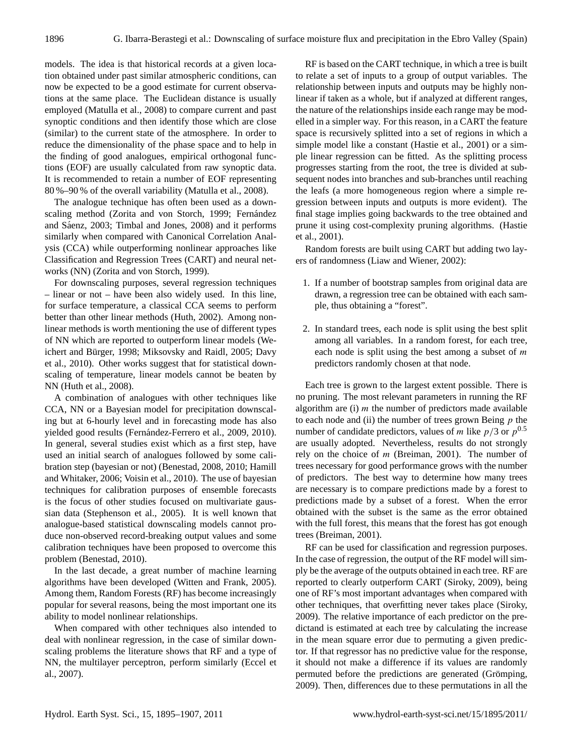models. The idea is that historical records at a given location obtained under past similar atmospheric conditions, can now be expected to be a good estimate for current observations at the same place. The Euclidean distance is usually employed (Matulla et al., 2008) to compare current and past synoptic conditions and then identify those which are close (similar) to the current state of the atmosphere. In order to reduce the dimensionality of the phase space and to help in the finding of good analogues, empirical orthogonal functions (EOF) are usually calculated from raw synoptic data. It is recommended to retain a number of EOF representing 80 %–90 % of the overall variability (Matulla et al., 2008).

The analogue technique has often been used as a downscaling method (Zorita and von Storch, 1999; Fernández and Sáenz, 2003; Timbal and Jones, 2008) and it performs similarly when compared with Canonical Correlation Analysis (CCA) while outperforming nonlinear approaches like Classification and Regression Trees (CART) and neural networks (NN) (Zorita and von Storch, 1999).

For downscaling purposes, several regression techniques – linear or not – have been also widely used. In this line, for surface temperature, a classical CCA seems to perform better than other linear methods (Huth, 2002). Among nonlinear methods is worth mentioning the use of different types of NN which are reported to outperform linear models (Weichert and Bürger, 1998; Miksovsky and Raidl, 2005; Davy et al., 2010). Other works suggest that for statistical downscaling of temperature, linear models cannot be beaten by NN (Huth et al., 2008).

A combination of analogues with other techniques like CCA, NN or a Bayesian model for precipitation downscaling but at 6-hourly level and in forecasting mode has also yielded good results (Fernández-Ferrero et al., 2009, 2010). In general, several studies exist which as a first step, have used an initial search of analogues followed by some calibration step (bayesian or not) (Benestad, 2008, 2010; Hamill and Whitaker, 2006; Voisin et al., 2010). The use of bayesian techniques for calibration purposes of ensemble forecasts is the focus of other studies focused on multivariate gaussian data (Stephenson et al., 2005). It is well known that analogue-based statistical downscaling models cannot produce non-observed record-breaking output values and some calibration techniques have been proposed to overcome this problem (Benestad, 2010).

In the last decade, a great number of machine learning algorithms have been developed (Witten and Frank, 2005). Among them, Random Forests (RF) has become increasingly popular for several reasons, being the most important one its ability to model nonlinear relationships.

When compared with other techniques also intended to deal with nonlinear regression, in the case of similar downscaling problems the literature shows that RF and a type of NN, the multilayer perceptron, perform similarly (Eccel et al., 2007).

RF is based on the CART technique, in which a tree is built to relate a set of inputs to a group of output variables. The relationship between inputs and outputs may be highly nonlinear if taken as a whole, but if analyzed at different ranges, the nature of the relationships inside each range may be modelled in a simpler way. For this reason, in a CART the feature space is recursively splitted into a set of regions in which a simple model like a constant (Hastie et al., 2001) or a simple linear regression can be fitted. As the splitting process progresses starting from the root, the tree is divided at subsequent nodes into branches and sub-branches until reaching the leafs (a more homogeneous region where a simple regression between inputs and outputs is more evident). The final stage implies going backwards to the tree obtained and prune it using cost-complexity pruning algorithms. (Hastie et al., 2001).

Random forests are built using CART but adding two layers of randomness (Liaw and Wiener, 2002):

1. If a number of bootstrap samples from original data are drawn, a regression tree can be obtained with each sample, thus obtaining a "forest".

2. In standard trees, each node is split using the best split among all variables. In a random forest, for each tree, each node is split using the best among a subset of $m$ predictors randomly chosen at that node.

Each tree is grown to the largest extent possible. There is no pruning. The most relevant parameters in running the RF algorithm are (i) $m$ the number of predictors made available to each node and (ii) the number of trees grown Being $p$ the number of candidate predictors, values of $m$ like $p/3$ or $p^{0.5}$ are usually adopted. Nevertheless, results do not strongly rely on the choice of $m$ (Breiman, 2001). The number of trees necessary for good performance grows with the number of predictors. The best way to determine how many trees are necessary is to compare predictions made by a forest to predictions made by a subset of a forest. When the error obtained with the subset is the same as the error obtained with the full forest, this means that the forest has got enough trees (Breiman, 2001).

RF can be used for classification and regression purposes. In the case of regression, the output of the RF model will simply be the average of the outputs obtained in each tree. RF are reported to clearly outperform CART (Siroky, 2009), being one of RF's most important advantages when compared with other techniques, that overfitting never takes place (Siroky, 2009). The relative importance of each predictor on the predictand is estimated at each tree by calculating the increase in the mean square error due to permuting a given predictor. If that regressor has no predictive value for the response, it should not make a difference if its values are randomly permuted before the predictions are generated (Grömping, 2009). Then, differences due to these permutations in all the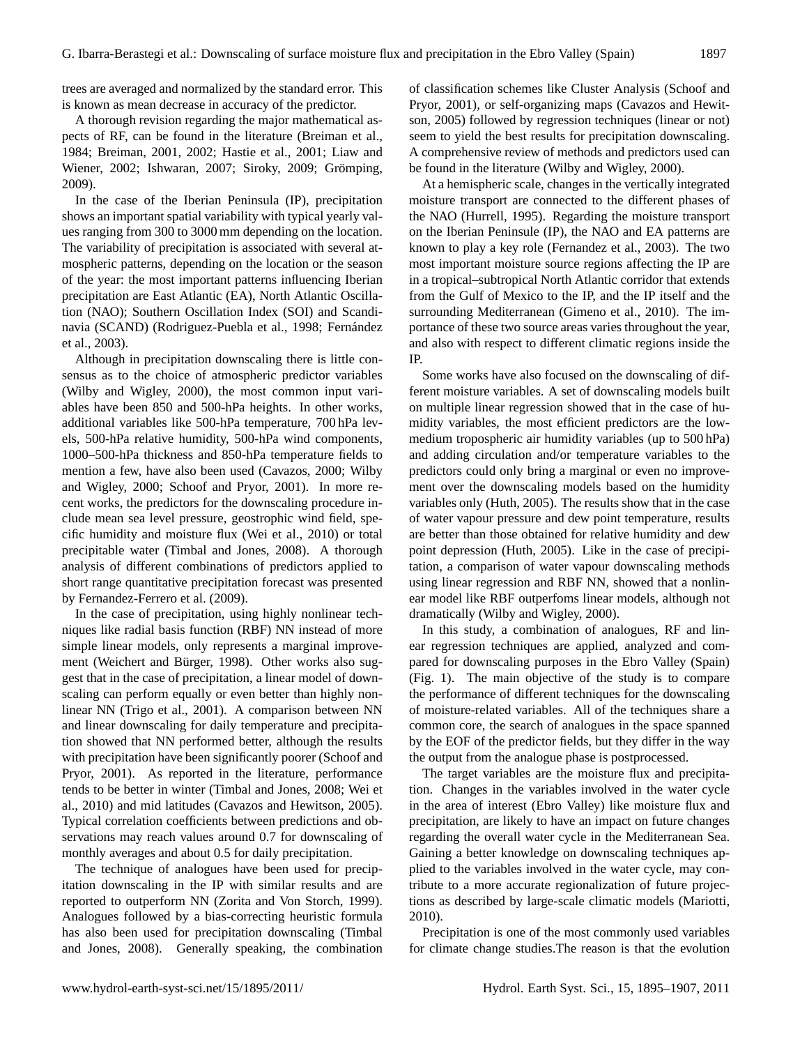trees are averaged and normalized by the standard error. This is known as mean decrease in accuracy of the predictor.

A thorough revision regarding the major mathematical aspects of RF, can be found in the literature (Breiman et al., 1984; Breiman, 2001, 2002; Hastie et al., 2001; Liaw and Wiener, 2002; Ishwaran, 2007; Siroky, 2009; Grömping, 2009).

In the case of the Iberian Peninsula (IP), precipitation shows an important spatial variability with typical yearly values ranging from 300 to 3000 mm depending on the location. The variability of precipitation is associated with several atmospheric patterns, depending on the location or the season of the year: the most important patterns influencing Iberian precipitation are East Atlantic (EA), North Atlantic Oscillation (NAO); Southern Oscillation Index (SOI) and Scandinavia (SCAND) (Rodriguez-Puebla et al., 1998; Fernández et al., 2003).

Although in precipitation downscaling there is little consensus as to the choice of atmospheric predictor variables (Wilby and Wigley, 2000), the most common input variables have been 850 and 500-hPa heights. In other works, additional variables like 500-hPa temperature, 700 hPa levels, 500-hPa relative humidity, 500-hPa wind components, 1000–500-hPa thickness and 850-hPa temperature fields to mention a few, have also been used (Cavazos, 2000; Wilby and Wigley, 2000; Schoof and Pryor, 2001). In more recent works, the predictors for the downscaling procedure include mean sea level pressure, geostrophic wind field, specific humidity and moisture flux (Wei et al., 2010) or total precipitable water (Timbal and Jones, 2008). A thorough analysis of different combinations of predictors applied to short range quantitative precipitation forecast was presented by Fernandez-Ferrero et al. (2009).

In the case of precipitation, using highly nonlinear techniques like radial basis function (RBF) NN instead of more simple linear models, only represents a marginal improvement (Weichert and Bürger, 1998). Other works also suggest that in the case of precipitation, a linear model of downscaling can perform equally or even better than highly nonlinear NN (Trigo et al., 2001). A comparison between NN and linear downscaling for daily temperature and precipitation showed that NN performed better, although the results with precipitation have been significantly poorer (Schoof and Pryor, 2001). As reported in the literature, performance tends to be better in winter (Timbal and Jones, 2008; Wei et al., 2010) and mid latitudes (Cavazos and Hewitson, 2005). Typical correlation coefficients between predictions and observations may reach values around 0.7 for downscaling of monthly averages and about 0.5 for daily precipitation.

The technique of analogues have been used for precipitation downscaling in the IP with similar results and are reported to outperform NN (Zorita and Von Storch, 1999). Analogues followed by a bias-correcting heuristic formula has also been used for precipitation downscaling (Timbal and Jones, 2008). Generally speaking, the combination of classification schemes like Cluster Analysis (Schoof and Pryor, 2001), or self-organizing maps (Cavazos and Hewitson, 2005) followed by regression techniques (linear or not) seem to yield the best results for precipitation downscaling. A comprehensive review of methods and predictors used can be found in the literature (Wilby and Wigley, 2000).

At a hemispheric scale, changes in the vertically integrated moisture transport are connected to the different phases of the NAO (Hurrell, 1995). Regarding the moisture transport on the Iberian Peninsule (IP), the NAO and EA patterns are known to play a key role (Fernandez et al., 2003). The two most important moisture source regions affecting the IP are in a tropical–subtropical North Atlantic corridor that extends from the Gulf of Mexico to the IP, and the IP itself and the surrounding Mediterranean (Gimeno et al., 2010). The importance of these two source areas varies throughout the year, and also with respect to different climatic regions inside the IP.

Some works have also focused on the downscaling of different moisture variables. A set of downscaling models built on multiple linear regression showed that in the case of humidity variables, the most efficient predictors are the low-medium tropospheric air humidity variables (up to 500 hPa) and adding circulation and/or temperature variables to the predictors could only bring a marginal or even no improvement over the downscaling models based on the humidity variables only (Huth, 2005). The results show that in the case of water vapour pressure and dew point temperature, results are better than those obtained for relative humidity and dew point depression (Huth, 2005). Like in the case of precipitation, a comparison of water vapour downscaling methods using linear regression and RBF NN, showed that a nonlinear model like RBF outperfoms linear models, although not dramatically (Wilby and Wigley, 2000).

In this study, a combination of analogues, RF and linear regression techniques are applied, analyzed and compared for downscaling purposes in the Ebro Valley (Spain) (Fig. 1). The main objective of the study is to compare the performance of different techniques for the downscaling of moisture-related variables. All of the techniques share a common core, the search of analogues in the space spanned by the EOF of the predictor fields, but they differ in the way the output from the analogue phase is postprocessed.

The target variables are the moisture flux and precipitation. Changes in the variables involved in the water cycle in the area of interest (Ebro Valley) like moisture flux and precipitation, are likely to have an impact on future changes regarding the overall water cycle in the Mediterranean Sea. Gaining a better knowledge on downscaling techniques applied to the variables involved in the water cycle, may contribute to a more accurate regionalization of future projections as described by large-scale climatic models (Mariotti, 2010).

Precipitation is one of the most commonly used variables for climate change studies.The reason is that the evolution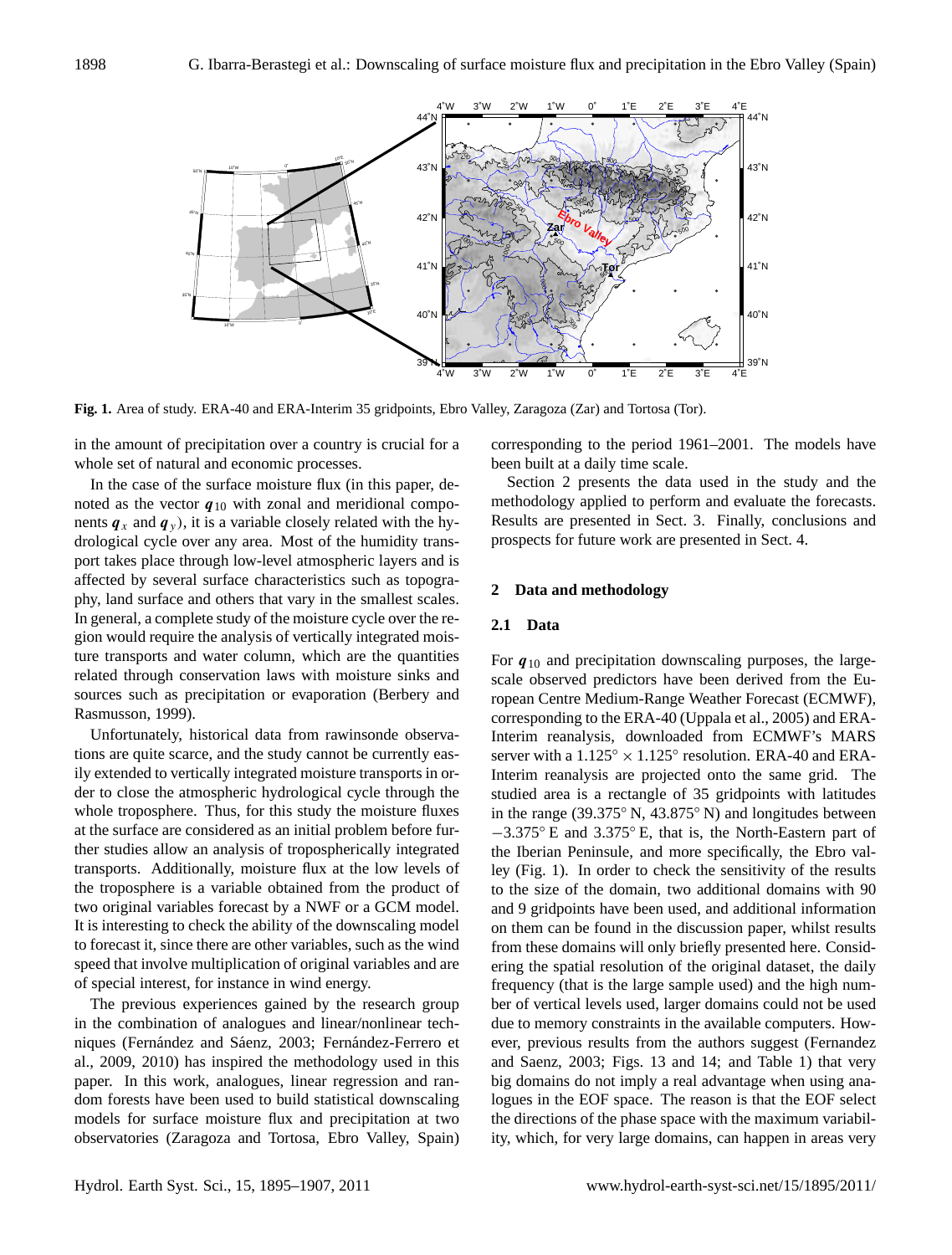**Fig. 1.** Area of study. ERA-40 and ERA-Interim 35 gridpoints, Ebro Valley, Zaragoza (Zar) and Tortosa (Tor).

in the amount of precipitation over a country is crucial for a whole set of natural and economic processes.

In the case of the surface moisture flux (in this paper, denoted as the vector $\boldsymbol{q}_{10}$ with zonal and meridional components $\boldsymbol{q}_x$ and $\boldsymbol{q}_y$), it is a variable closely related with the hydrological cycle over any area. Most of the humidity transport takes place through low-level atmospheric layers and is affected by several surface characteristics such as topography, land surface and others that vary in the smallest scales. In general, a complete study of the moisture cycle over the region would require the analysis of vertically integrated moisture transports and water column, which are the quantities related through conservation laws with moisture sinks and sources such as precipitation or evaporation (Berbery and Rasmusson, 1999).

Unfortunately, historical data from rawinsonde observations are quite scarce, and the study cannot be currently easily extended to vertically integrated moisture transports in order to close the atmospheric hydrological cycle through the whole troposphere. Thus, for this study the moisture fluxes at the surface are considered as an initial problem before further studies allow an analysis of tropospherically integrated transports. Additionally, moisture flux at the low levels of the troposphere is a variable obtained from the product of two original variables forecast by a NWF or a GCM model. It is interesting to check the ability of the downscaling model to forecast it, since there are other variables, such as the wind speed that involve multiplication of original variables and are of special interest, for instance in wind energy.

The previous experiences gained by the research group in the combination of analogues and linear/nonlinear techniques (Fernández and Sáenz, 2003; Fernández-Ferrero et al., 2009, 2010) has inspired the methodology used in this paper. In this work, analogues, linear regression and random forests have been used to build statistical downscaling models for surface moisture flux and precipitation at two observatories (Zaragoza and Tortosa, Ebro Valley, Spain) corresponding to the period 1961–2001. The models have been built at a daily time scale.

Section 2 presents the data used in the study and the methodology applied to perform and evaluate the forecasts. Results are presented in Sect. 3. Finally, conclusions and prospects for future work are presented in Sect. 4.

## 2 Data and methodology

### 2.1 Data

For $\boldsymbol{q}_{10}$ and precipitation downscaling purposes, the large-scale observed predictors have been derived from the European Centre Medium-Range Weather Forecast (ECMWF), corresponding to the ERA-40 (Uppala et al., 2005) and ERA-Interim reanalysis, downloaded from ECMWF's MARS server with a $1.125^\circ \times 1.125^\circ$ resolution. ERA-40 and ERA-Interim reanalysis are projected onto the same grid. The studied area is a rectangle of 35 gridpoints with latitudes in the range (39.375° N, 43.875° N) and longitudes between $-3.375^\circ$ E and $3.375^\circ$ E, that is, the North-Eastern part of the Iberian Peninsule, and more specifically, the Ebro valley (Fig. 1). In order to check the sensitivity of the results to the size of the domain, two additional domains with 90 and 9 gridpoints have been used, and additional information on them can be found in the discussion paper, whilst results from these domains will only briefly presented here. Considering the spatial resolution of the original dataset, the daily frequency (that is the large sample used) and the high number of vertical levels used, larger domains could not be used due to memory constraints in the available computers. However, previous results from the authors suggest (Fernandez and Saenz, 2003; Figs. 13 and 14; and Table 1) that very big domains do not imply a real advantage when using analogues in the EOF space. The reason is that the EOF select the directions of the phase space with the maximum variability, which, for very large domains, can happen in areas very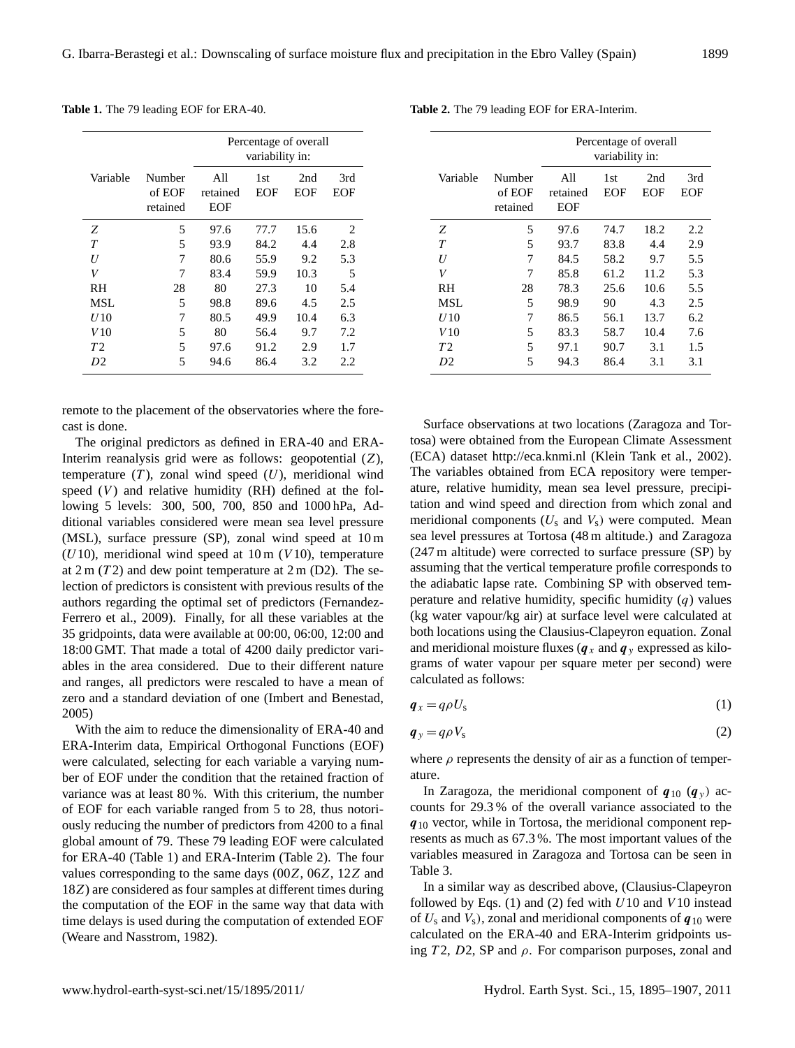**Table 1.** The 79 leading EOF for ERA-40.

| Variable | Number of EOF retained | Percentage of overall variability in: | | | |
|---|---|---|---|---|---|
| | | All retained EOF | 1st EOF | 2nd EOF | 3rd EOF |
| $Z$ | 5 | 97.6 | 77.7 | 15.6 | 2 |
| $T$ | 5 | 93.9 | 84.2 | 4.4 | 2.8 |
| $U$ | 7 | 80.6 | 55.9 | 9.2 | 5.3 |
| $V$ | 7 | 83.4 | 59.9 | 10.3 | 5 |
| RH | 28 | 80 | 27.3 | 10 | 5.4 |
| MSL | 5 | 98.8 | 89.6 | 4.5 | 2.5 |
| $U10$ | 7 | 80.5 | 49.9 | 10.4 | 6.3 |
| $V10$ | 5 | 80 | 56.4 | 9.7 | 7.2 |
| $T2$ | 5 | 97.6 | 91.2 | 2.9 | 1.7 |
| $D2$ | 5 | 94.6 | 86.4 | 3.2 | 2.2 |

**Table 2.** The 79 leading EOF for ERA-Interim.

| Variable | Number of EOF retained | Percentage of overall variability in: | | | |
|---|---|---|---|---|---|
| | | All retained EOF | 1st EOF | 2nd EOF | 3rd EOF |
| $Z$ | 5 | 97.6 | 74.7 | 18.2 | 2.2 |
| $T$ | 5 | 93.7 | 83.8 | 4.4 | 2.9 |
| $U$ | 7 | 84.5 | 58.2 | 5.5 | 5.5 |
| $V$ | 7 | 85.8 | 61.2 | 11.2 | 5.3 |
| RH | 28 | 78.3 | 25.6 | 10.6 | 5.5 |
| MSL | 5 | 98.9 | 90 | 4.3 | 2.5 |
| $U10$ | 7 | 86.5 | 56.1 | 13.7 | 6.2 |
| $V10$ | 5 | 83.3 | 58.7 | 10.4 | 7.6 |
| $T2$ | 5 | 97.1 | 90.7 | 3.1 | 1.5 |
| $D2$ | 5 | 94.3 | 86.4 | 3.1 | 3.1 |

remote to the placement of the observatories where the forecast is done.

The original predictors as defined in ERA-40 and ERA-Interim reanalysis grid were as follows: geopotential ($Z$), temperature ($T$), zonal wind speed ($U$), meridional wind speed ($V$) and relative humidity (RH) defined at the following 5 levels: 300, 500, 700, 850 and 1000 hPa, Additional variables considered were mean sea level pressure (MSL), surface pressure (SP), zonal wind speed at 10 m ($U10$), meridional wind speed at 10 m ($V10$), temperature at 2 m ($T2$) and dew point temperature at 2 m (D2). The selection of predictors is consistent with previous results of the authors regarding the optimal set of predictors (Fernandez-Ferrero et al., 2009). Finally, for all these variables at the 35 gridpoints, data were available at 00:00, 06:00, 12:00 and 18:00 GMT. That made a total of 4200 daily predictor variables in the area considered. Due to their different nature and ranges, all predictors were rescaled to have a mean of zero and a standard deviation of one (Imbert and Benestad, 2005)

With the aim to reduce the dimensionality of ERA-40 and ERA-Interim data, Empirical Orthogonal Functions (EOF) were calculated, selecting for each variable a varying number of EOF under the condition that the retained fraction of variance was at least 80 %. With this criterium, the number of EOF for each variable ranged from 5 to 28, thus notoriously reducing the number of predictors from 4200 to a final global amount of 79. These 79 leading EOF were calculated for ERA-40 (Table 1) and ERA-Interim (Table 2). The four values corresponding to the same days ($00Z$, $06Z$, $12Z$ and $18Z$) are considered as four samples at different times during the computation of the EOF in the same way that data with time delays is used during the computation of extended EOF (Weare and Nasstrom, 1982).

Surface observations at two locations (Zaragoza and Tortosa) were obtained from the European Climate Assessment (ECA) dataset http://eca.knmi.nl (Klein Tank et al., 2002). The variables obtained from ECA repository were temperature, relative humidity, mean sea level pressure, precipitation and wind speed and direction from which zonal and meridional components ($U_s$ and $V_s$) were computed. Mean sea level pressures at Tortosa (48 m altitude.) and Zaragoza (247 m altitude) were corrected to surface pressure (SP) by assuming that the vertical temperature profile corresponds to the adiabatic lapse rate. Combining SP with observed temperature and relative humidity, specific humidity ($q$) values (kg water vapour/kg air) at surface level were calculated at both locations using the Clausius-Clapeyron equation. Zonal and meridional moisture fluxes ($\boldsymbol{q}_x$ and $\boldsymbol{q}_y$ expressed as kilograms of water vapour per square meter per second) were calculated as follows:

$$\boldsymbol{q}_x = q\rho U_s \tag{1}$$

$$\boldsymbol{q}_y = q\rho V_s \tag{2}$$

where $\rho$ represents the density of air as a function of temperature.

In Zaragoza, the meridional component of $\boldsymbol{q}_{10}$ ($\boldsymbol{q}_y$) accounts for 29.3 % of the overall variance associated to the $\boldsymbol{q}_{10}$ vector, while in Tortosa, the meridional component represents as much as 67.3 %. The most important values of the variables measured in Zaragoza and Tortosa can be seen in Table 3.

In a similar way as described above, (Clausius-Clapeyron followed by Eqs. (1) and (2) fed with $U10$ and $V10$ instead of $U_s$ and $V_s$), zonal and meridional components of $\boldsymbol{q}_{10}$ were calculated on the ERA-40 and ERA-Interim gridpoints using $T2$, $D2$, SP and $\rho$. For comparison purposes, zonal and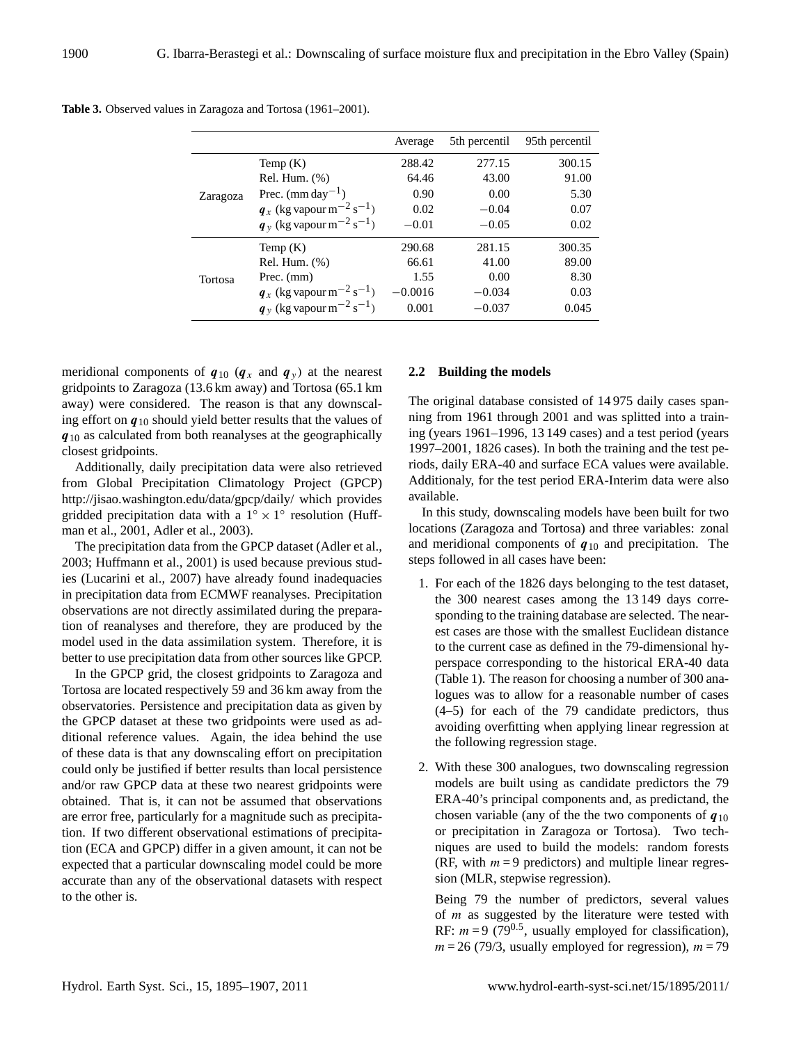**Table 3.** Observed values in Zaragoza and Tortosa (1961–2001).

| | | Average | 5th percentil | 95th percentil |
|---|---|---|---|---|
| Zaragoza | Temp (K) | 288.42 | 277.15 | 300.15 |
| | Rel. Hum. (%) | 64.46 | 43.00 | 91.00 |
| | Prec. (mm day$^{-1}$) | 0.90 | 0.00 | 5.30 |
| | $\boldsymbol{q}_x$ (kg vapour m$^{-2}$ s$^{-1}$) | 0.02 | −0.04 | 0.07 |
| | $\boldsymbol{q}_y$ (kg vapour m$^{-2}$ s$^{-1}$) | −0.01 | −0.05 | 0.02 |
| Tortosa | Temp (K) | 290.68 | 281.15 | 300.35 |
| | Rel. Hum. (%) | 66.61 | 41.00 | 89.00 |
| | Prec. (mm) | 1.55 | 0.00 | 8.30 |
| | $\boldsymbol{q}_x$ (kg vapour m$^{-2}$ s$^{-1}$) | −0.0016 | −0.034 | 0.03 |
| | $\boldsymbol{q}_y$ (kg vapour m$^{-2}$ s$^{-1}$) | 0.001 | −0.037 | 0.045 |

meridional components of $\boldsymbol{q}_{10}$ ($\boldsymbol{q}_x$ and $\boldsymbol{q}_y$) at the nearest gridpoints to Zaragoza (13.6 km away) and Tortosa (65.1 km away) were considered. The reason is that any downscaling effort on $\boldsymbol{q}_{10}$ should yield better results that the values of $\boldsymbol{q}_{10}$ as calculated from both reanalyses at the geographically closest gridpoints.

Additionally, daily precipitation data were also retrieved from Global Precipitation Climatology Project (GPCP) http://jisao.washington.edu/data/gpcp/daily/ which provides gridded precipitation data with a $1^\circ \times 1^\circ$ resolution (Huffman et al., 2001, Adler et al., 2003).

The precipitation data from the GPCP dataset (Adler et al., 2003; Huffmann et al., 2001) is used because previous studies (Lucarini et al., 2007) have already found inadequacies in precipitation data from ECMWF reanalyses. Precipitation observations are not directly assimilated during the preparation of reanalyses and therefore, they are produced by the model used in the data assimilation system. Therefore, it is better to use precipitation data from other sources like GPCP.

In the GPCP grid, the closest gridpoints to Zaragoza and Tortosa are located respectively 59 and 36 km away from the observatories. Persistence and precipitation data as given by the GPCP dataset at these two gridpoints were used as additional reference values. Again, the idea behind the use of these data is that any downscaling effort on precipitation could only be justified if better results than local persistence and/or raw GPCP data at these two nearest gridpoints were obtained. That is, it can not be assumed that observations are error free, particularly for a magnitude such as precipitation. If two different observational estimations of precipitation (ECA and GPCP) differ in a given amount, it can not be expected that a particular downscaling model could be more accurate than any of the observational datasets with respect to the other is.

### 2.2 Building the models

The original database consisted of 14 975 daily cases spanning from 1961 through 2001 and was splitted into a training (years 1961–1996, 13 149 cases) and a test period (years 1997–2001, 1826 cases). In both the training and the test periods, daily ERA-40 and surface ECA values were available. Additionaly, for the test period ERA-Interim data were also available.

In this study, downscaling models have been built for two locations (Zaragoza and Tortosa) and three variables: zonal and meridional components of $\boldsymbol{q}_{10}$ and precipitation. The steps followed in all cases have been:

1. For each of the 1826 days belonging to the test dataset, the 300 nearest cases among the 13 149 days corresponding to the training database are selected. The nearest cases are those with the smallest Euclidean distance to the current case as defined in the 79-dimensional hyperspace corresponding to the historical ERA-40 data (Table 1). The reason for choosing a number of 300 analogues was to allow for a reasonable number of cases (4–5) for each of the 79 candidate predictors, thus avoiding overfitting when applying linear regression at the following regression stage.

2. With these 300 analogues, two downscaling regression models are built using as candidate predictors the 79 ERA-40's principal components and, as predictand, the chosen variable (any of the the two components of $\boldsymbol{q}_{10}$ or precipitation in Zaragoza or Tortosa). Two techniques are used to build the models: random forests (RF, with $m = 9$ predictors) and multiple linear regression (MLR, stepwise regression).

   Being 79 the number of predictors, several values of $m$ as suggested by the literature were tested with RF: $m = 9$ ($79^{0.5}$, usually employed for classification), $m = 26$ (79/3, usually employed for regression), $m = 79$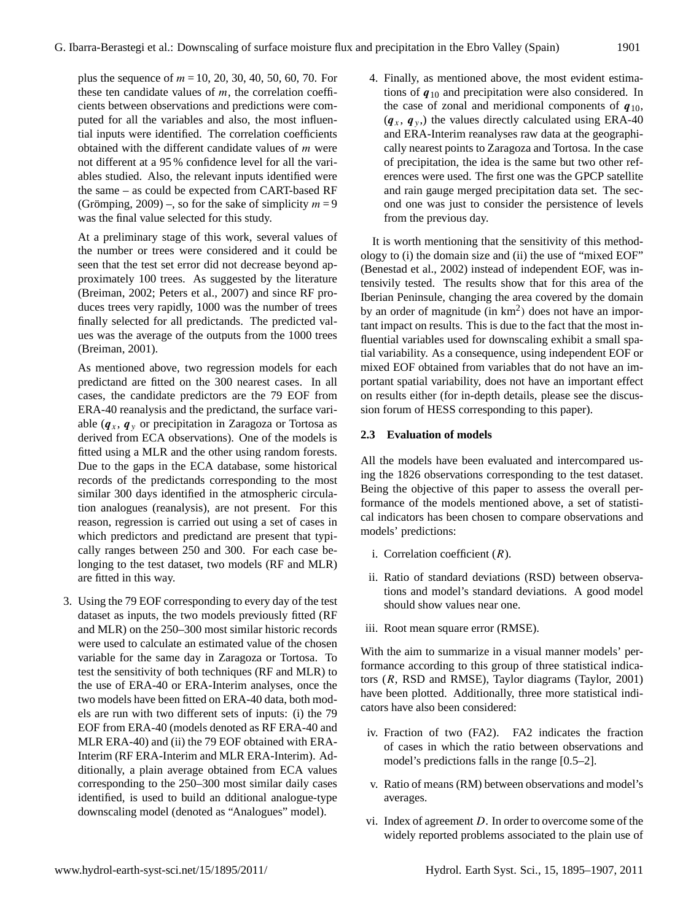plus the sequence of $m = 10, 20, 30, 40, 50, 60, 70$. For these ten candidate values of $m$, the correlation coefficients between observations and predictions were computed for all the variables and also, the most influential inputs were identified. The correlation coefficients obtained with the different candidate values of $m$ were not different at a 95 % confidence level for all the variables studied. Also, the relevant inputs identified were the same – as could be expected from CART-based RF (Grömping, 2009) –, so for the sake of simplicity $m = 9$ was the final value selected for this study.

At a preliminary stage of this work, several values of the number or trees were considered and it could be seen that the test set error did not decrease beyond approximately 100 trees. As suggested by the literature (Breiman, 2002; Peters et al., 2007) and since RF produces trees very rapidly, 1000 was the number of trees finally selected for all predictands. The predicted values was the average of the outputs from the 1000 trees (Breiman, 2001).

As mentioned above, two regression models for each predictand are fitted on the 300 nearest cases. In all cases, the candidate predictors are the 79 EOF from ERA-40 reanalysis and the predictand, the surface variable ($\boldsymbol{q}_x$, $\boldsymbol{q}_y$ or precipitation in Zaragoza or Tortosa as derived from ECA observations). One of the models is fitted using a MLR and the other using random forests. Due to the gaps in the ECA database, some historical records of the predictands corresponding to the most similar 300 days identified in the atmospheric circulation analogues (reanalysis), are not present. For this reason, regression is carried out using a set of cases in which predictors and predictand are present that typically ranges between 250 and 300. For each case belonging to the test dataset, two models (RF and MLR) are fitted in this way.

3. Using the 79 EOF corresponding to every day of the test dataset as inputs, the two models previously fitted (RF and MLR) on the 250–300 most similar historic records were used to calculate an estimated value of the chosen variable for the same day in Zaragoza or Tortosa. To test the sensitivity of both techniques (RF and MLR) to the use of ERA-40 or ERA-Interim analyses, once the two models have been fitted on ERA-40 data, both models are run with two different sets of inputs: (i) the 79 EOF from ERA-40 (models denoted as RF ERA-40 and MLR ERA-40) and (ii) the 79 EOF obtained with ERA-Interim (RF ERA-Interim and MLR ERA-Interim). Additionally, a plain average obtained from ECA values corresponding to the 250–300 most similar daily cases identified, is used to build an dditional analogue-type downscaling model (denoted as "Analogues" model).

4. Finally, as mentioned above, the most evident estimations of $\boldsymbol{q}_{10}$ and precipitation were also considered. In the case of zonal and meridional components of $\boldsymbol{q}_{10}$, ($\boldsymbol{q}_x$, $\boldsymbol{q}_y$,) the values directly calculated using ERA-40 and ERA-Interim reanalyses raw data at the geographically nearest points to Zaragoza and Tortosa. In the case of precipitation, the idea is the same but two other references were used. The first one was the GPCP satellite and rain gauge merged precipitation data set. The second one was just to consider the persistence of levels from the previous day.

It is worth mentioning that the sensitivity of this methodology to (i) the domain size and (ii) the use of "mixed EOF" (Benestad et al., 2002) instead of independent EOF, was intensivily tested. The results show that for this area of the Iberian Peninsule, changing the area covered by the domain by an order of magnitude (in $\mathrm{km}^2$) does not have an important impact on results. This is due to the fact that the most influential variables used for downscaling exhibit a small spatial variability. As a consequence, using independent EOF or mixed EOF obtained from variables that do not have an important spatial variability, does not have an important effect on results either (for in-depth details, please see the discussion forum of HESS corresponding to this paper).

### 2.3 Evaluation of models

All the models have been evaluated and intercompared using the 1826 observations corresponding to the test dataset. Being the objective of this paper to assess the overall performance of the models mentioned above, a set of statistical indicators has been chosen to compare observations and models' predictions:

i. Correlation coefficient ($R$).

ii. Ratio of standard deviations (RSD) between observations and model's standard deviations. A good model should show values near one.

iii. Root mean square error (RMSE).

With the aim to summarize in a visual manner models' performance according to this group of three statistical indicators ($R$, RSD and RMSE), Taylor diagrams (Taylor, 2001) have been plotted. Additionally, three more statistical indicators have also been considered:

iv. Fraction of two (FA2). FA2 indicates the fraction of cases in which the ratio between observations and model's predictions falls in the range [0.5–2].

v. Ratio of means (RM) between observations and model's averages.

vi. Index of agreement $D$. In order to overcome some of the widely reported problems associated to the plain use of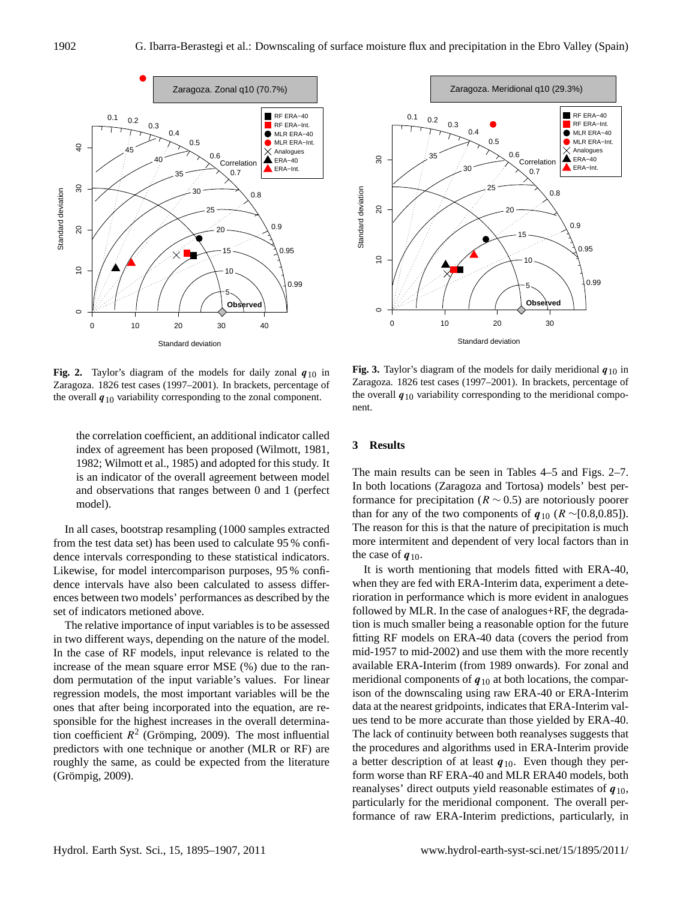Fig. 2. Taylor's diagram of the models for daily zonal $q_{10}$ in Zaragoza. 1826 test cases (1997–2001). In brackets, percentage of the overall $q_{10}$ variability corresponding to the zonal component.

Fig. 3. Taylor's diagram of the models for daily meridional $q_{10}$ in Zaragoza. 1826 test cases (1997–2001). In brackets, percentage of the overall $q_{10}$ variability corresponding to the meridional component.

the correlation coefficient, an additional indicator called index of agreement has been proposed (Wilmott, 1981, 1982; Wilmott et al., 1985) and adopted for this study. It is an indicator of the overall agreement between model and observations that ranges between 0 and 1 (perfect model).

In all cases, bootstrap resampling (1000 samples extracted from the test data set) has been used to calculate 95 % confidence intervals corresponding to these statistical indicators. Likewise, for model intercomparison purposes, 95 % confidence intervals have also been calculated to assess differences between two models' performances as described by the set of indicators metioned above.

The relative importance of input variables is to be assessed in two different ways, depending on the nature of the model. In the case of RF models, input relevance is related to the increase of the mean square error MSE (%) due to the random permutation of the input variable's values. For linear regression models, the most important variables will be the ones that after being incorporated into the equation, are responsible for the highest increases in the overall determination coefficient $R^2$ (Grömping, 2009). The most influential predictors with one technique or another (MLR or RF) are roughly the same, as could be expected from the literature (Grömpig, 2009).

## 3 Results

The main results can be seen in Tables 4–5 and Figs. 2–7. In both locations (Zaragoza and Tortosa) models' best performance for precipitation ($R \sim 0.5$) are notoriously poorer than for any of the two components of $q_{10}$ ($R \sim$[0.8,0.85]). The reason for this is that the nature of precipitation is much more intermitent and dependent of very local factors than in the case of $q_{10}$.

It is worth mentioning that models fitted with ERA-40, when they are fed with ERA-Interim data, experiment a deterioration in performance which is more evident in analogues followed by MLR. In the case of analogues+RF, the degradation is much smaller being a reasonable option for the future fitting RF models on ERA-40 data (covers the period from mid-1957 to mid-2002) and use them with the more recently available ERA-Interim (from 1989 onwards). For zonal and meridional components of $q_{10}$ at both locations, the comparison of the downscaling using raw ERA-40 or ERA-Interim data at the nearest gridpoints, indicates that ERA-Interim values tend to be more accurate than those yielded by ERA-40. The lack of continuity between both reanalyses suggests that the procedures and algorithms used in ERA-Interim provide a better description of at least $q_{10}$. Even though they perform worse than RF ERA-40 and MLR ERA40 models, both reanalyses' direct outputs yield reasonable estimates of $q_{10}$, particularly for the meridional component. The overall performance of raw ERA-Interim predictions, particularly, in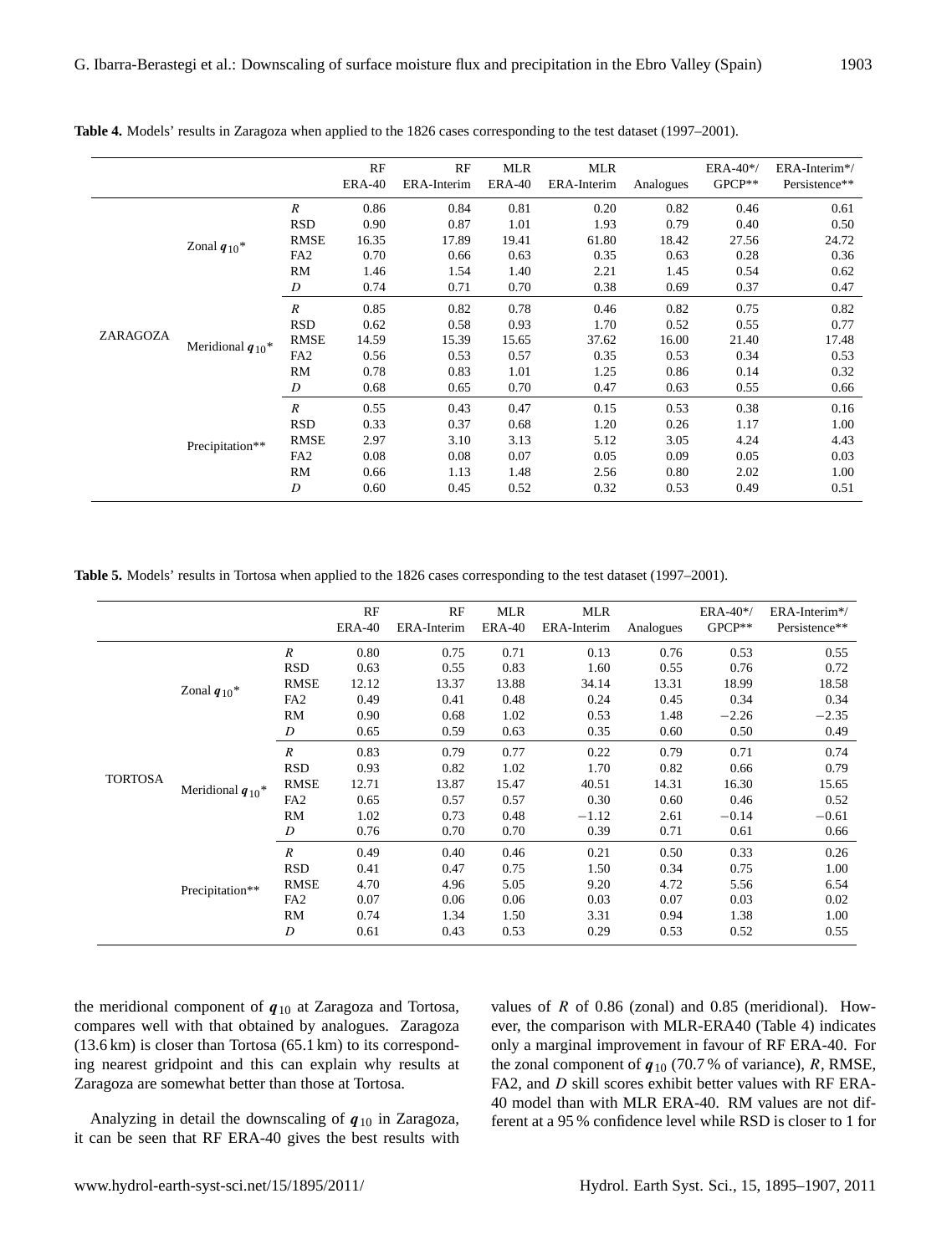**Table 4.** Models' results in Zaragoza when applied to the 1826 cases corresponding to the test dataset (1997–2001).

| | | | RF ERA-40 | RF ERA-Interim | MLR ERA-40 | MLR ERA-Interim | Analogues | ERA-40*/ GPCP** | ERA-Interim*/ Persistence** |
|---|---|---|---|---|---|---|---|---|---|
| ZARAGOZA | Zonal $\boldsymbol{q}_{10}$* | $R$ | 0.86 | 0.84 | 0.81 | 0.20 | 0.82 | 0.46 | 0.61 |
| | | RSD | 0.90 | 0.87 | 1.01 | 1.93 | 0.79 | 0.40 | 0.50 |
| | | RMSE | 16.35 | 17.89 | 19.41 | 61.80 | 18.42 | 27.56 | 24.72 |
| | | FA2 | 0.70 | 0.66 | 0.63 | 0.35 | 0.63 | 0.28 | 0.36 |
| | | RM | 1.46 | 1.54 | 1.40 | 2.21 | 1.45 | 0.54 | 0.62 |
| | | $D$ | 0.74 | 0.71 | 0.70 | 0.38 | 0.69 | 0.37 | 0.47 |
| | Meridional $\boldsymbol{q}_{10}$* | $R$ | 0.85 | 0.82 | 0.78 | 0.46 | 0.82 | 0.75 | 0.82 |
| | | RSD | 0.62 | 0.58 | 0.93 | 1.70 | 0.52 | 0.55 | 0.77 |
| | | RMSE | 14.59 | 15.39 | 15.65 | 37.62 | 16.00 | 21.40 | 17.48 |
| | | FA2 | 0.56 | 0.53 | 0.57 | 0.35 | 0.53 | 0.34 | 0.53 |
| | | RM | 0.78 | 0.83 | 1.01 | 1.25 | 0.86 | 0.14 | 0.32 |
| | | $D$ | 0.68 | 0.65 | 0.70 | 0.47 | 0.63 | 0.55 | 0.66 |
| | Precipitation** | $R$ | 0.55 | 0.43 | 0.47 | 0.15 | 0.53 | 0.38 | 0.16 |
| | | RSD | 0.33 | 0.37 | 0.68 | 1.20 | 0.26 | 1.17 | 1.00 |
| | | RMSE | 2.97 | 3.10 | 3.13 | 5.12 | 3.05 | 4.24 | 4.43 |
| | | FA2 | 0.08 | 0.08 | 0.07 | 0.05 | 0.09 | 0.05 | 0.03 |
| | | RM | 0.66 | 1.13 | 1.48 | 2.56 | 0.80 | 2.02 | 1.00 |
| | | $D$ | 0.60 | 0.45 | 0.52 | 0.32 | 0.53 | 0.49 | 0.51 |

**Table 5.** Models' results in Tortosa when applied to the 1826 cases corresponding to the test dataset (1997–2001).

| | | | RF ERA-40 | RF ERA-Interim | MLR ERA-40 | MLR ERA-Interim | Analogues | ERA-40*/ GPCP** | ERA-Interim*/ Persistence** |
|---|---|---|---|---|---|---|---|---|---|
| TORTOSA | Zonal $\boldsymbol{q}_{10}$* | $R$ | 0.80 | 0.75 | 0.71 | 0.13 | 0.76 | 0.53 | 0.55 |
| | | RSD | 0.63 | 0.55 | 0.83 | 1.60 | 0.55 | 0.76 | 0.72 |
| | | RMSE | 12.12 | 13.37 | 13.88 | 34.14 | 13.31 | 18.99 | 18.58 |
| | | FA2 | 0.49 | 0.41 | 0.48 | 0.24 | 0.45 | 0.34 | 0.34 |
| | | RM | 0.90 | 0.68 | 1.02 | 0.53 | 1.48 | −2.26 | −2.35 |
| | | $D$ | 0.65 | 0.59 | 0.63 | 0.35 | 0.60 | 0.50 | 0.49 |
| | Meridional $\boldsymbol{q}_{10}$* | $R$ | 0.83 | 0.79 | 0.77 | 0.22 | 0.79 | 0.71 | 0.74 |
| | | RSD | 0.93 | 0.82 | 1.02 | 1.70 | 0.82 | 0.66 | 0.79 |
| | | RMSE | 12.71 | 13.87 | 15.47 | 40.51 | 14.31 | 16.30 | 15.65 |
| | | FA2 | 0.65 | 0.57 | 0.57 | 0.30 | 0.60 | 0.46 | 0.52 |
| | | RM | 1.02 | 0.73 | 0.48 | −1.12 | 2.61 | −0.14 | −0.61 |
| | | $D$ | 0.76 | 0.70 | 0.70 | 0.39 | 0.71 | 0.61 | 0.66 |
| | Precipitation** | $R$ | 0.49 | 0.40 | 0.46 | 0.21 | 0.50 | 0.33 | 0.26 |
| | | RSD | 0.41 | 0.47 | 0.75 | 1.50 | 0.34 | 0.75 | 1.00 |
| | | RMSE | 4.70 | 4.96 | 5.05 | 9.20 | 4.72 | 5.56 | 6.54 |
| | | FA2 | 0.07 | 0.06 | 0.06 | 0.03 | 0.07 | 0.03 | 0.02 |
| | | RM | 0.74 | 1.34 | 1.50 | 3.31 | 0.94 | 1.38 | 1.00 |
| | | $D$ | 0.61 | 0.43 | 0.53 | 0.29 | 0.53 | 0.52 | 0.55 |

the meridional component of $\boldsymbol{q}_{10}$ at Zaragoza and Tortosa, compares well with that obtained by analogues. Zaragoza (13.6 km) is closer than Tortosa (65.1 km) to its corresponding nearest gridpoint and this can explain why results at Zaragoza are somewhat better than those at Tortosa.

Analyzing in detail the downscaling of $\boldsymbol{q}_{10}$ in Zaragoza, it can be seen that RF ERA-40 gives the best results with values of $R$ of 0.86 (zonal) and 0.85 (meridional). However, the comparison with MLR-ERA40 (Table 4) indicates only a marginal improvement in favour of RF ERA-40. For the zonal component of $\boldsymbol{q}_{10}$ (70.7 % of variance), $R$, RMSE, FA2, and $D$ skill scores exhibit better values with RF ERA-40 model than with MLR ERA-40. RM values are not different at a 95 % confidence level while RSD is closer to 1 for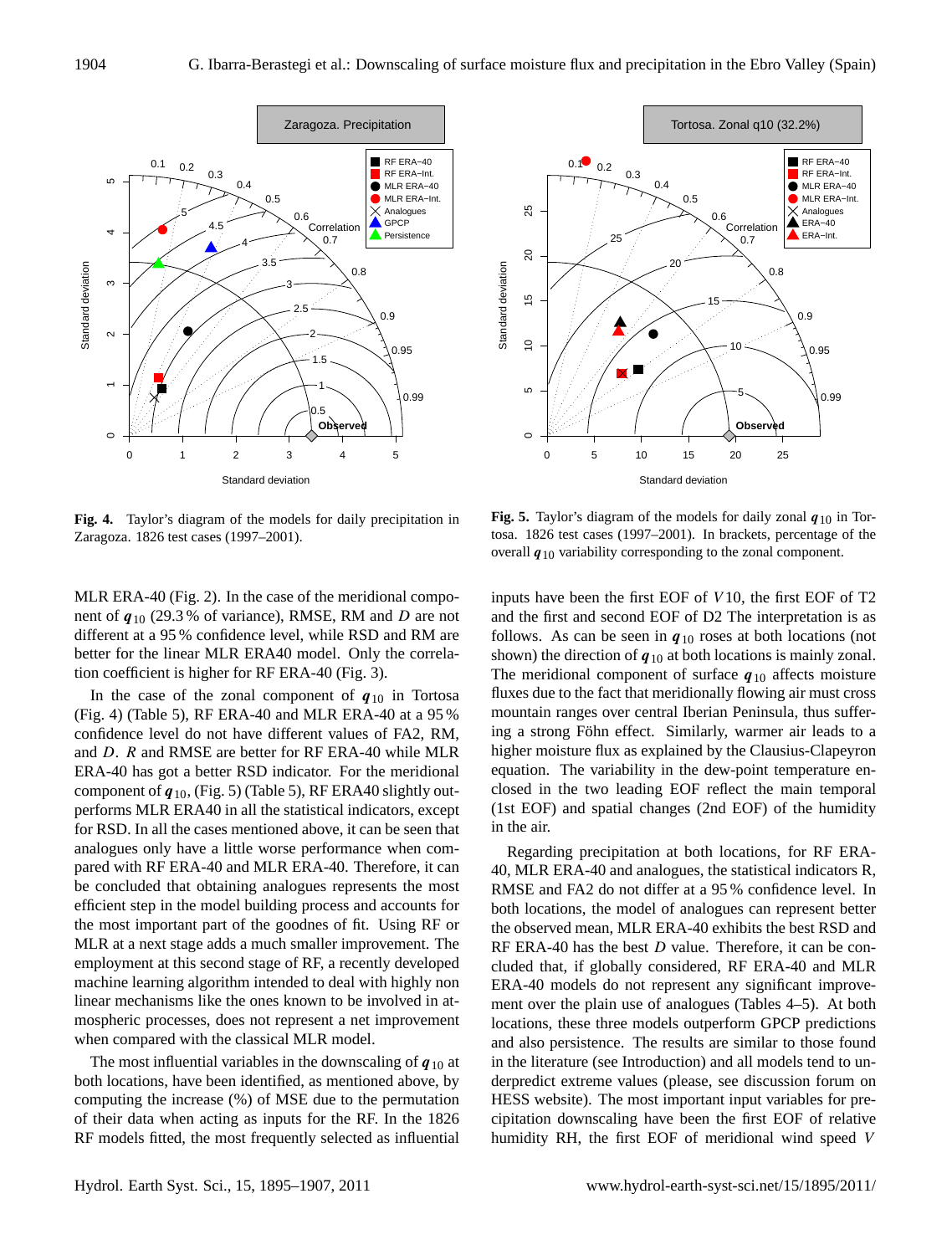**Fig. 4.** Taylor's diagram of the models for daily precipitation in Zaragoza. 1826 test cases (1997–2001).

**Fig. 5.** Taylor's diagram of the models for daily zonal $\boldsymbol{q}_{10}$ in Tortosa. 1826 test cases (1997–2001). In brackets, percentage of the overall $\boldsymbol{q}_{10}$ variability corresponding to the zonal component.

MLR ERA-40 (Fig. 2). In the case of the meridional component of $\boldsymbol{q}_{10}$ (29.3 % of variance), RMSE, RM and $D$ are not different at a 95 % confidence level, while RSD and RM are better for the linear MLR ERA40 model. Only the correlation coefficient is higher for RF ERA-40 (Fig. 3).

In the case of the zonal component of $\boldsymbol{q}_{10}$ in Tortosa (Fig. 4) (Table 5), RF ERA-40 and MLR ERA-40 at a 95 % confidence level do not have different values of FA2, RM, and $D$. $R$ and RMSE are better for RF ERA-40 while MLR ERA-40 has got a better RSD indicator. For the meridional component of $\boldsymbol{q}_{10}$, (Fig. 5) (Table 5), RF ERA40 slightly outperforms MLR ERA40 in all the statistical indicators, except for RSD. In all the cases mentioned above, it can be seen that analogues only have a little worse performance when compared with RF ERA-40 and MLR ERA-40. Therefore, it can be concluded that obtaining analogues represents the most efficient step in the model building process and accounts for the most important part of the goodnes of fit. Using RF or MLR at a next stage adds a much smaller improvement. The employment at this second stage of RF, a recently developed machine learning algorithm intended to deal with highly non linear mechanisms like the ones known to be involved in atmospheric processes, does not represent a net improvement when compared with the classical MLR model.

The most influential variables in the downscaling of $\boldsymbol{q}_{10}$ at both locations, have been identified, as mentioned above, by computing the increase (%) of MSE due to the permutation of their data when acting as inputs for the RF. In the 1826 RF models fitted, the most frequently selected as influential inputs have been the first EOF of $V10$, the first EOF of T2 and the first and second EOF of D2 The interpretation is as follows. As can be seen in $\boldsymbol{q}_{10}$ roses at both locations (not shown) the direction of $\boldsymbol{q}_{10}$ at both locations is mainly zonal. The meridional component of surface $\boldsymbol{q}_{10}$ affects moisture fluxes due to the fact that meridionally flowing air must cross mountain ranges over central Iberian Peninsula, thus suffering a strong Föhn effect. Similarly, warmer air leads to a higher moisture flux as explained by the Clausius-Clapeyron equation. The variability in the dew-point temperature enclosed in the two leading EOF reflect the main temporal (1st EOF) and spatial changes (2nd EOF) of the humidity in the air.

Regarding precipitation at both locations, for RF ERA-40, MLR ERA-40 and analogues, the statistical indicators R, RMSE and FA2 do not differ at a 95 % confidence level. In both locations, the model of analogues can represent better the observed mean, MLR ERA-40 exhibits the best RSD and RF ERA-40 has the best $D$ value. Therefore, it can be concluded that, if globally considered, RF ERA-40 and MLR ERA-40 models do not represent any significant improvement over the plain use of analogues (Tables 4–5). At both locations, these three models outperform GPCP predictions and also persistence. The results are similar to those found in the literature (see Introduction) and all models tend to underpredict extreme values (please, see discussion forum on HESS website). The most important input variables for precipitation downscaling have been the first EOF of relative humidity RH, the first EOF of meridional wind speed $V$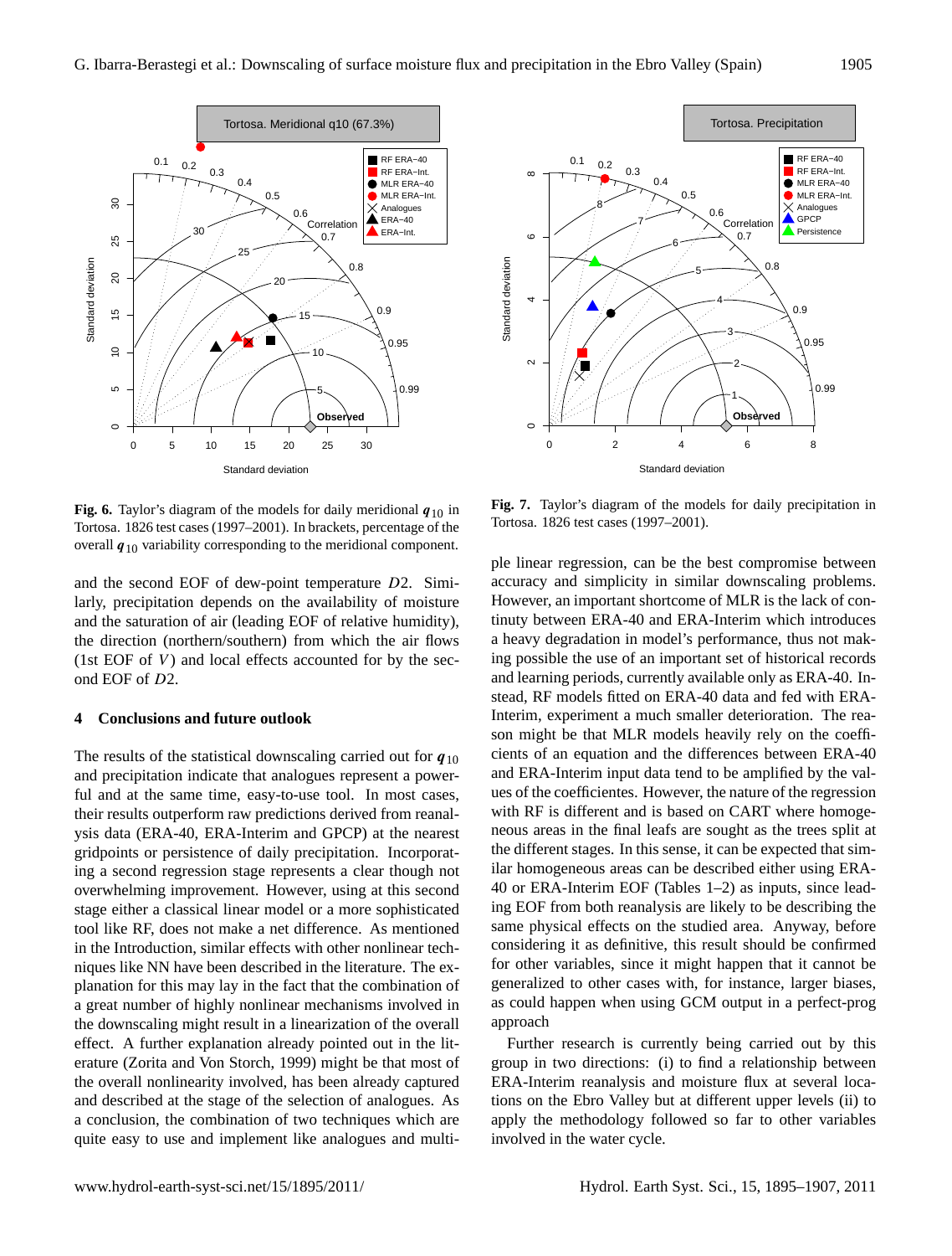**Fig. 6.** Taylor's diagram of the models for daily meridional $\boldsymbol{q}_{10}$ in Tortosa. 1826 test cases (1997–2001). In brackets, percentage of the overall $\boldsymbol{q}_{10}$ variability corresponding to the meridional component.

**Fig. 7.** Taylor's diagram of the models for daily precipitation in Tortosa. 1826 test cases (1997–2001).

and the second EOF of dew-point temperature $D2$. Similarly, precipitation depends on the availability of moisture and the saturation of air (leading EOF of relative humidity), the direction (northern/southern) from which the air flows (1st EOF of $V$) and local effects accounted for by the second EOF of $D2$.

## 4 Conclusions and future outlook

The results of the statistical downscaling carried out for $\boldsymbol{q}_{10}$ and precipitation indicate that analogues represent a powerful and at the same time, easy-to-use tool. In most cases, their results outperform raw predictions derived from reanalysis data (ERA-40, ERA-Interim and GPCP) at the nearest gridpoints or persistence of daily precipitation. Incorporating a second regression stage represents a clear though not overwhelming improvement. However, using at this second stage either a classical linear model or a more sophisticated tool like RF, does not make a net difference. As mentioned in the Introduction, similar effects with other nonlinear techniques like NN have been described in the literature. The explanation for this may lay in the fact that the combination of a great number of highly nonlinear mechanisms involved in the downscaling might result in a linearization of the overall effect. A further explanation already pointed out in the literature (Zorita and Von Storch, 1999) might be that most of the overall nonlinearity involved, has been already captured and described at the stage of the selection of analogues. As a conclusion, the combination of two techniques which are quite easy to use and implement like analogues and multiple linear regression, can be the best compromise between accuracy and simplicity in similar downscaling problems. However, an important shortcome of MLR is the lack of continuity between ERA-40 and ERA-Interim which introduces a heavy degradation in model's performance, thus not making possible the use of an important set of historical records and learning periods, currently available only as ERA-40. Instead, RF models fitted on ERA-40 data and fed with ERA-Interim, experiment a much smaller deterioration. The reason might be that MLR models heavily rely on the coefficients of an equation and the differences between ERA-40 and ERA-Interim input data tend to be amplified by the values of the coefficientes. However, the nature of the regression with RF is different and is based on CART where homogeneous areas in the final leafs are sought as the trees split at the different stages. In this sense, it can be expected that similar homogeneous areas can be described either using ERA-40 or ERA-Interim EOF (Tables 1–2) as inputs, since leading EOF from both reanalysis are likely to be describing the same physical effects on the studied area. Anyway, before considering it as definitive, this result should be confirmed for other variables, since it might happen that it cannot be generalized to other cases with, for instance, larger biases, as could happen when using GCM output in a perfect-prog approach

Further research is currently being carried out by this group in two directions: (i) to find a relationship between ERA-Interim reanalysis and moisture flux at several locations on the Ebro Valley but at different upper levels (ii) to apply the methodology followed so far to other variables involved in the water cycle.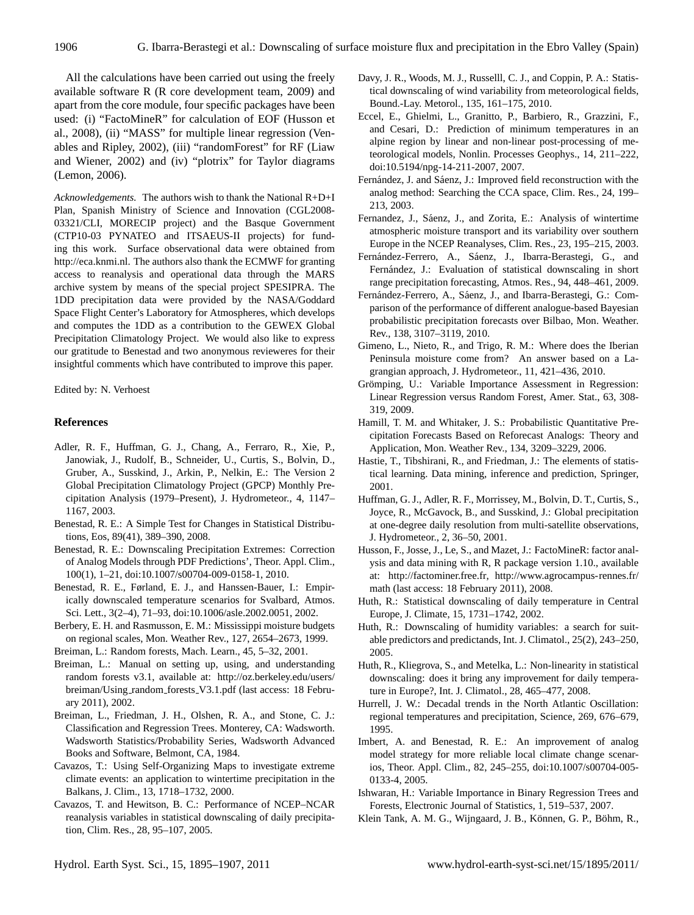All the calculations have been carried out using the freely available software R (R core development team, 2009) and apart from the core module, four specific packages have been used: (i) "FactoMineR" for calculation of EOF (Husson et al., 2008), (ii) "MASS" for multiple linear regression (Venables and Ripley, 2002), (iii) "randomForest" for RF (Liaw and Wiener, 2002) and (iv) "plotrix" for Taylor diagrams (Lemon, 2006).

*Acknowledgements.* The authors wish to thank the National R+D+I Plan, Spanish Ministry of Science and Innovation (CGL2008-03321/CLI, MORECIP project) and the Basque Government (CTP10-03 PYNATEO and ITSAEUS-II projects) for funding this work. Surface observational data were obtained from http://eca.knmi.nl. The authors also thank the ECMWF for granting access to reanalysis and operational data through the MARS archive system by means of the special project SPESIPRA. The 1DD precipitation data were provided by the NASA/Goddard Space Flight Center's Laboratory for Atmospheres, which develops and computes the 1DD as a contribution to the GEWEX Global Precipitation Climatology Project. We would also like to express our gratitude to Benestad and two anonymous revieweres for their insightful comments which have contributed to improve this paper.

Edited by: N. Verhoest

## References

Adler, R. F., Huffman, G. J., Chang, A., Ferraro, R., Xie, P., Janowiak, J., Rudolf, B., Schneider, U., Curtis, S., Bolvin, D., Gruber, A., Susskind, J., Arkin, P., Nelkin, E.: The Version 2 Global Precipitation Climatology Project (GPCP) Monthly Precipitation Analysis (1979–Present), J. Hydrometeor., 4, 1147–1167, 2003.

Benestad, R. E.: A Simple Test for Changes in Statistical Distributions, Eos, 89(41), 389–390, 2008.

Benestad, R. E.: Downscaling Precipitation Extremes: Correction of Analog Models through PDF Predictions', Theor. Appl. Clim., 100(1), 1–21, doi:10.1007/s00704-009-0158-1, 2010.

Benestad, R. E., Førland, E. J., and Hanssen-Bauer, I.: Empirically downscaled temperature scenarios for Svalbard, Atmos. Sci. Lett., 3(2–4), 71–93, doi:10.1006/asle.2002.0051, 2002.

Berbery, E. H. and Rasmusson, E. M.: Mississippi moisture budgets on regional scales, Mon. Weather Rev., 127, 2654–2673, 1999.

Breiman, L.: Random forests, Mach. Learn., 45, 5–32, 2001.

Breiman, L.: Manual on setting up, using, and understanding random forests v3.1, available at: http://oz.berkeley.edu/users/breiman/Using_random_forests_V3.1.pdf (last access: 18 February 2011), 2002.

Breiman, L., Friedman, J. H., Olshen, R. A., and Stone, C. J.: Classification and Regression Trees. Monterey, CA: Wadsworth. Wadsworth Statistics/Probability Series, Wadsworth Advanced Books and Software, Belmont, CA, 1984.

Cavazos, T.: Using Self-Organizing Maps to investigate extreme climate events: an application to wintertime precipitation in the Balkans, J. Clim., 13, 1718–1732, 2000.

Cavazos, T. and Hewitson, B. C.: Performance of NCEP–NCAR reanalysis variables in statistical downscaling of daily precipitation, Clim. Res., 28, 95–107, 2005.

Davy, J. R., Woods, M. J., Russelll, C. J., and Coppin, P. A.: Statistical downscaling of wind variability from meteorological fields, Bound.-Lay. Metorol., 135, 161–175, 2010.

Eccel, E., Ghielmi, L., Granitto, P., Barbiero, R., Grazzini, F., and Cesari, D.: Prediction of minimum temperatures in an alpine region by linear and non-linear post-processing of meteorological models, Nonlin. Processes Geophys., 14, 211–222, doi:10.5194/npg-14-211-2007, 2007.

Fernández, J. and Sáenz, J.: Improved field reconstruction with the analog method: Searching the CCA space, Clim. Res., 24, 199–213, 2003.

Fernandez, J., Sáenz, J., and Zorita, E.: Analysis of wintertime atmospheric moisture transport and its variability over southern Europe in the NCEP Reanalyses, Clim. Res., 23, 195–215, 2003.

Fernández-Ferrero, A., Sáenz, J., Ibarra-Berastegi, G., and Fernández, J.: Evaluation of statistical downscaling in short range precipitation forecasting, Atmos. Res., 94, 448–461, 2009.

Fernández-Ferrero, A., Sáenz, J., and Ibarra-Berastegi, G.: Comparison of the performance of different analogue-based Bayesian probabilistic precipitation forecasts over Bilbao, Mon. Weather. Rev., 138, 3107–3119, 2010.

Gimeno, L., Nieto, R., and Trigo, R. M.: Where does the Iberian Peninsula moisture come from? An answer based on a Lagrangian approach, J. Hydrometeor., 11, 421–436, 2010.

Grömping, U.: Variable Importance Assessment in Regression: Linear Regression versus Random Forest, Amer. Stat., 63, 308-319, 2009.

Hamill, T. M. and Whitaker, J. S.: Probabilistic Quantitative Precipitation Forecasts Based on Reforecast Analogs: Theory and Application, Mon. Weather Rev., 134, 3209–3229, 2006.

Hastie, T., Tibshirani, R., and Friedman, J.: The elements of statistical learning. Data mining, inference and prediction, Springer, 2001.

Huffman, G. J., Adler, R. F., Morrissey, M., Bolvin, D. T., Curtis, S., Joyce, R., McGavock, B., and Susskind, J.: Global precipitation at one-degree daily resolution from multi-satellite observations, J. Hydrometeor., 2, 36–50, 2001.

Husson, F., Josse, J., Le, S., and Mazet, J.: FactoMineR: factor analysis and data mining with R, R package version 1.10., available at: http://factominer.free.fr, http://www.agrocampus-rennes.fr/math (last access: 18 February 2011), 2008.

Huth, R.: Statistical downscaling of daily temperature in Central Europe, J. Climate, 15, 1731–1742, 2002.

Huth, R.: Downscaling of humidity variables: a search for suitable predictors and predictands, Int. J. Climatol., 25(2), 243–250, 2005.

Huth, R., Kliegrova, S., and Metelka, L.: Non-linearity in statistical downscaling: does it bring any improvement for daily temperature in Europe?, Int. J. Climatol., 28, 465–477, 2008.

Hurrell, J. W.: Decadal trends in the North Atlantic Oscillation: regional temperatures and precipitation, Science, 269, 676–679, 1995.

Imbert, A. and Benestad, R. E.: An improvement of analog model strategy for more reliable local climate change scenarios, Theor. Appl. Clim., 82, 245–255, doi:10.1007/s00704-005-0133-4, 2005.

Ishwaran, H.: Variable Importance in Binary Regression Trees and Forests, Electronic Journal of Statistics, 1, 519–537, 2007.

Klein Tank, A. M. G., Wijngaard, J. B., Können, G. P., Böhm, R.,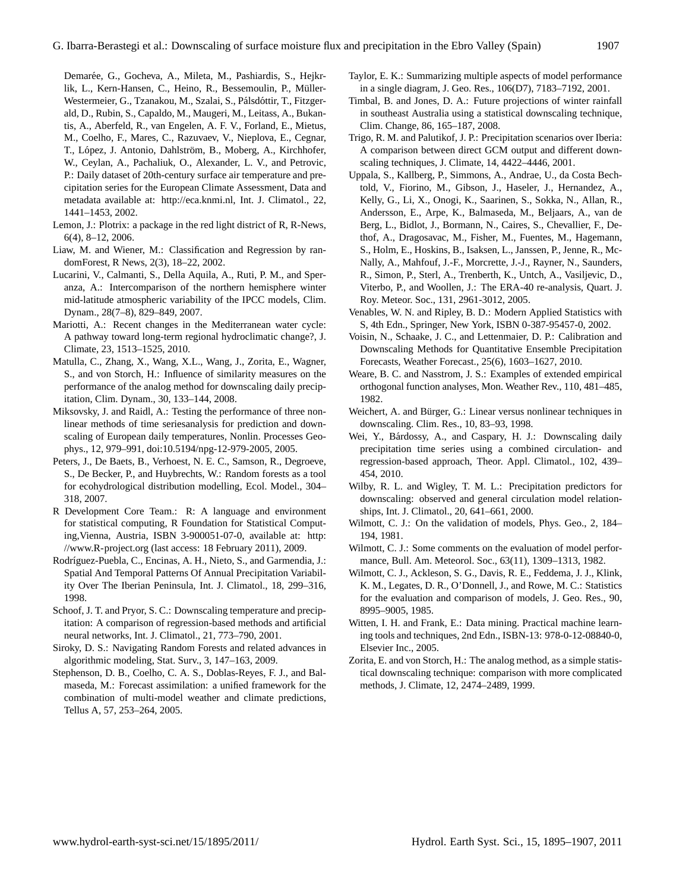Demarée, G., Gocheva, A., Mileta, M., Pashiardis, S., Hejkrlik, L., Kern-Hansen, C., Heino, R., Bessemoulin, P., Müller-Westermeier, G., Tzanakou, M., Szalai, S., Pálsdóttir, T., Fitzgerald, D., Rubin, S., Capaldo, M., Maugeri, M., Leitass, A., Bukantis, A., Aberfeld, R., van Engelen, A. F. V., Forland, E., Mietus, M., Coelho, F., Mares, C., Razuvaev, V., Nieplova, E., Cegnar, T., López, J. Antonio, Dahlström, B., Moberg, A., Kirchhofer, W., Ceylan, A., Pachaliuk, O., Alexander, L. V., and Petrovic, P.: Daily dataset of 20th-century surface air temperature and precipitation series for the European Climate Assessment, Data and metadata available at: http://eca.knmi.nl, Int. J. Climatol., 22, 1441–1453, 2002.

Lemon, J.: Plotrix: a package in the red light district of R, R-News, 6(4), 8–12, 2006.

Liaw, M. and Wiener, M.: Classification and Regression by randomForest, R News, 2(3), 18–22, 2002.

Lucarini, V., Calmanti, S., Della Aquila, A., Ruti, P. M., and Speranza, A.: Intercomparison of the northern hemisphere winter mid-latitude atmospheric variability of the IPCC models, Clim. Dynam., 28(7–8), 829–849, 2007.

Mariotti, A.: Recent changes in the Mediterranean water cycle: A pathway toward long-term regional hydroclimatic change?, J. Climate, 23, 1513–1525, 2010.

Matulla, C., Zhang, X., Wang, X.L., Wang, J., Zorita, E., Wagner, S., and von Storch, H.: Influence of similarity measures on the performance of the analog method for downscaling daily precipitation, Clim. Dynam., 30, 133–144, 2008.

Miksovsky, J. and Raidl, A.: Testing the performance of three nonlinear methods of time seriesanalysis for prediction and downscaling of European daily temperatures, Nonlin. Processes Geophys., 12, 979–991, doi:10.5194/npg-12-979-2005, 2005.

Peters, J., De Baets, B., Verhoest, N. E. C., Samson, R., Degroeve, S., De Becker, P., and Huybrechts, W.: Random forests as a tool for ecohydrological distribution modelling, Ecol. Model., 304–318, 2007.

R Development Core Team.: R: A language and environment for statistical computing, R Foundation for Statistical Computing,Vienna, Austria, ISBN 3-900051-07-0, available at: http://www.R-project.org (last access: 18 February 2011), 2009.

Rodríguez-Puebla, C., Encinas, A. H., Nieto, S., and Garmendia, J.: Spatial And Temporal Patterns Of Annual Precipitation Variability Over The Iberian Peninsula, Int. J. Climatol., 18, 299–316, 1998.

Schoof, J. T. and Pryor, S. C.: Downscaling temperature and precipitation: A comparison of regression-based methods and artificial neural networks, Int. J. Climatol., 21, 773–790, 2001.

Siroky, D. S.: Navigating Random Forests and related advances in algorithmic modeling, Stat. Surv., 3, 147–163, 2009.

Stephenson, D. B., Coelho, C. A. S., Doblas-Reyes, F. J., and Balmaseda, M.: Forecast assimilation: a unified framework for the combination of multi-model weather and climate predictions, Tellus A, 57, 253–264, 2005.

Taylor, E. K.: Summarizing multiple aspects of model performance in a single diagram, J. Geo. Res., 106(D7), 7183–7192, 2001.

Timbal, B. and Jones, D. A.: Future projections of winter rainfall in southeast Australia using a statistical downscaling technique, Clim. Change, 86, 165–187, 2008.

Trigo, R. M. and Palutikof, J. P.: Precipitation scenarios over Iberia: A comparison between direct GCM output and different downscaling techniques, J. Climate, 14, 4422–4446, 2001.

Uppala, S., Kallberg, P., Simmons, A., Andrae, U., da Costa Bechtold, V., Fiorino, M., Gibson, J., Haseler, J., Hernandez, A., Kelly, G., Li, X., Onogi, K., Saarinen, S., Sokka, N., Allan, R., Andersson, E., Arpe, K., Balmaseda, M., Beljaars, A., van de Berg, L., Bidlot, J., Bormann, N., Caires, S., Chevallier, F., Dethof, A., Dragosavac, M., Fisher, M., Fuentes, M., Hagemann, S., Holm, E., Hoskins, B., Isaksen, L., Janssen, P., Jenne, R., McNally, A., Mahfouf, J.-F., Morcrette, J.-J., Rayner, N., Saunders, R., Simon, P., Sterl, A., Trenberth, K., Untch, A., Vasiljevic, D., Viterbo, P., and Woollen, J.: The ERA-40 re-analysis, Quart. J. Roy. Meteor. Soc., 131, 2961-3012, 2005.

Venables, W. N. and Ripley, B. D.: Modern Applied Statistics with S, 4th Edn., Springer, New York, ISBN 0-387-95457-0, 2002.

Voisin, N., Schaake, J. C., and Lettenmaier, D. P.: Calibration and Downscaling Methods for Quantitative Ensemble Precipitation Forecasts, Weather Forecast., 25(6), 1603–1627, 2010.

Weare, B. C. and Nasstrom, J. S.: Examples of extended empirical orthogonal function analyses, Mon. Weather Rev., 110, 481–485, 1982.

Weichert, A. and Bürger, G.: Linear versus nonlinear techniques in downscaling. Clim. Res., 10, 83–93, 1998.

Wei, Y., Bárdossy, A., and Caspary, H. J.: Downscaling daily precipitation time series using a combined circulation- and regression-based approach, Theor. Appl. Climatol., 102, 439–454, 2010.

Wilby, R. L. and Wigley, T. M. L.: Precipitation predictors for downscaling: observed and general circulation model relationships, Int. J. Climatol., 20, 641–661, 2000.

Wilmott, C. J.: On the validation of models, Phys. Geo., 2, 184–194, 1981.

Wilmott, C. J.: Some comments on the evaluation of model performance, Bull. Am. Meteorol. Soc., 63(11), 1309–1313, 1982.

Wilmott, C. J., Ackleson, S. G., Davis, R. E., Feddema, J. J., Klink, K. M., Legates, D. R., O'Donnell, J., and Rowe, M. C.: Statistics for the evaluation and comparison of models, J. Geo. Res., 90, 8995–9005, 1985.

Witten, I. H. and Frank, E.: Data mining. Practical machine learning tools and techniques, 2nd Edn., ISBN-13: 978-0-12-08840-0, Elsevier Inc., 2005.

Zorita, E. and von Storch, H.: The analog method, as a simple statistical downscaling technique: comparison with more complicated methods, J. Climate, 12, 2474–2489, 1999.